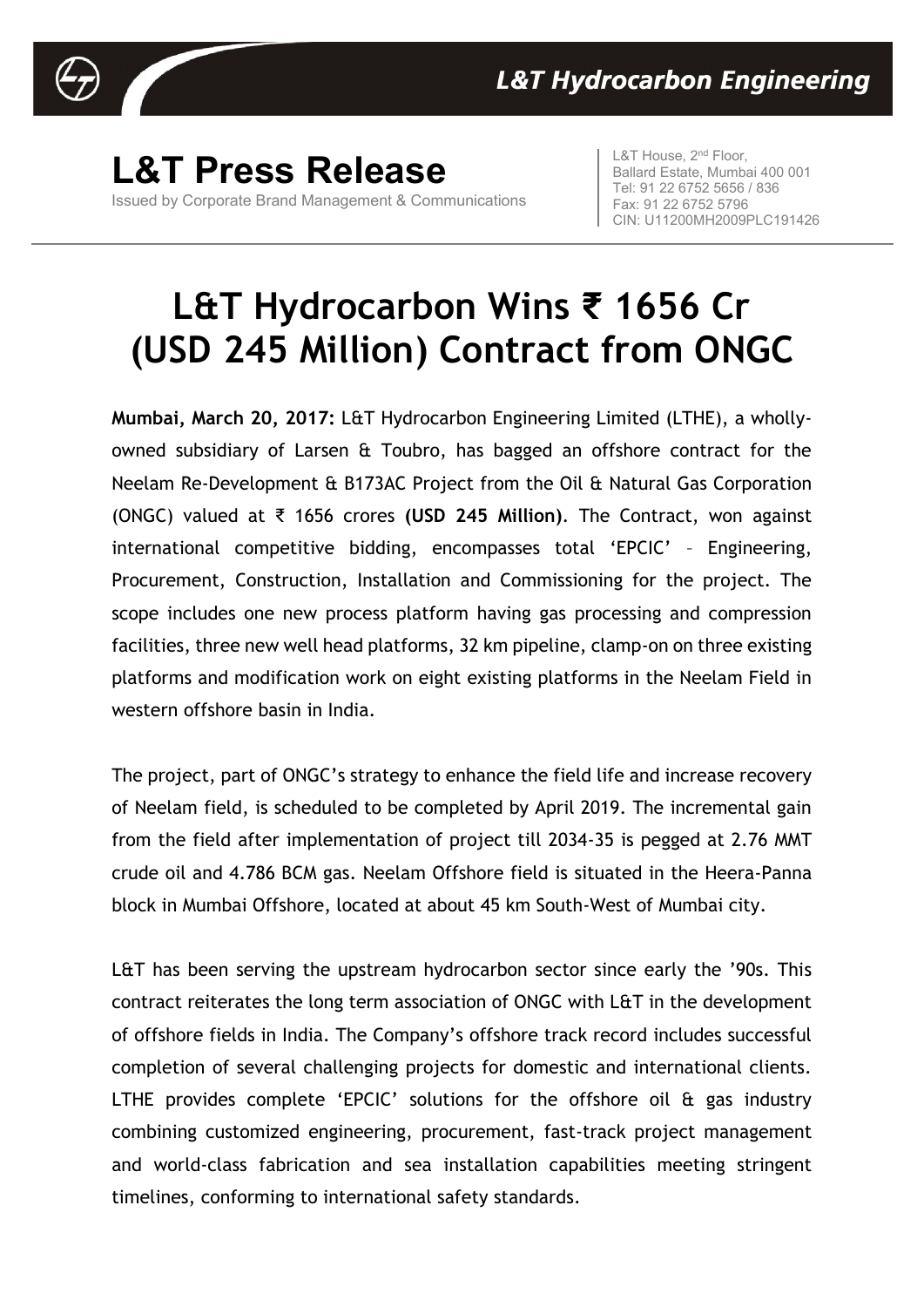L&T Hydrocarbon Engineering

# L&T Press Release

Issued by Corporate Brand Management & Communications

L&T House, 2nd Floor,
Ballard Estate, Mumbai 400 001
Tel: 91 22 6752 5656 / 836
Fax: 91 22 6752 5796
CIN: U11200MH2009PLC191426

# L&T Hydrocarbon Wins ₹ 1656 Cr (USD 245 Million) Contract from ONGC

**Mumbai, March 20, 2017:** L&T Hydrocarbon Engineering Limited (LTHE), a wholly-owned subsidiary of Larsen & Toubro, has bagged an offshore contract for the Neelam Re-Development & B173AC Project from the Oil & Natural Gas Corporation (ONGC) valued at ₹ 1656 crores **(USD 245 Million)**. The Contract, won against international competitive bidding, encompasses total 'EPCIC' – Engineering, Procurement, Construction, Installation and Commissioning for the project. The scope includes one new process platform having gas processing and compression facilities, three new well head platforms, 32 km pipeline, clamp-on on three existing platforms and modification work on eight existing platforms in the Neelam Field in western offshore basin in India.

The project, part of ONGC's strategy to enhance the field life and increase recovery of Neelam field, is scheduled to be completed by April 2019. The incremental gain from the field after implementation of project till 2034-35 is pegged at 2.76 MMT crude oil and 4.786 BCM gas. Neelam Offshore field is situated in the Heera-Panna block in Mumbai Offshore, located at about 45 km South-West of Mumbai city.

L&T has been serving the upstream hydrocarbon sector since early the '90s. This contract reiterates the long term association of ONGC with L&T in the development of offshore fields in India. The Company's offshore track record includes successful completion of several challenging projects for domestic and international clients. LTHE provides complete 'EPCIC' solutions for the offshore oil & gas industry combining customized engineering, procurement, fast-track project management and world-class fabrication and sea installation capabilities meeting stringent timelines, conforming to international safety standards.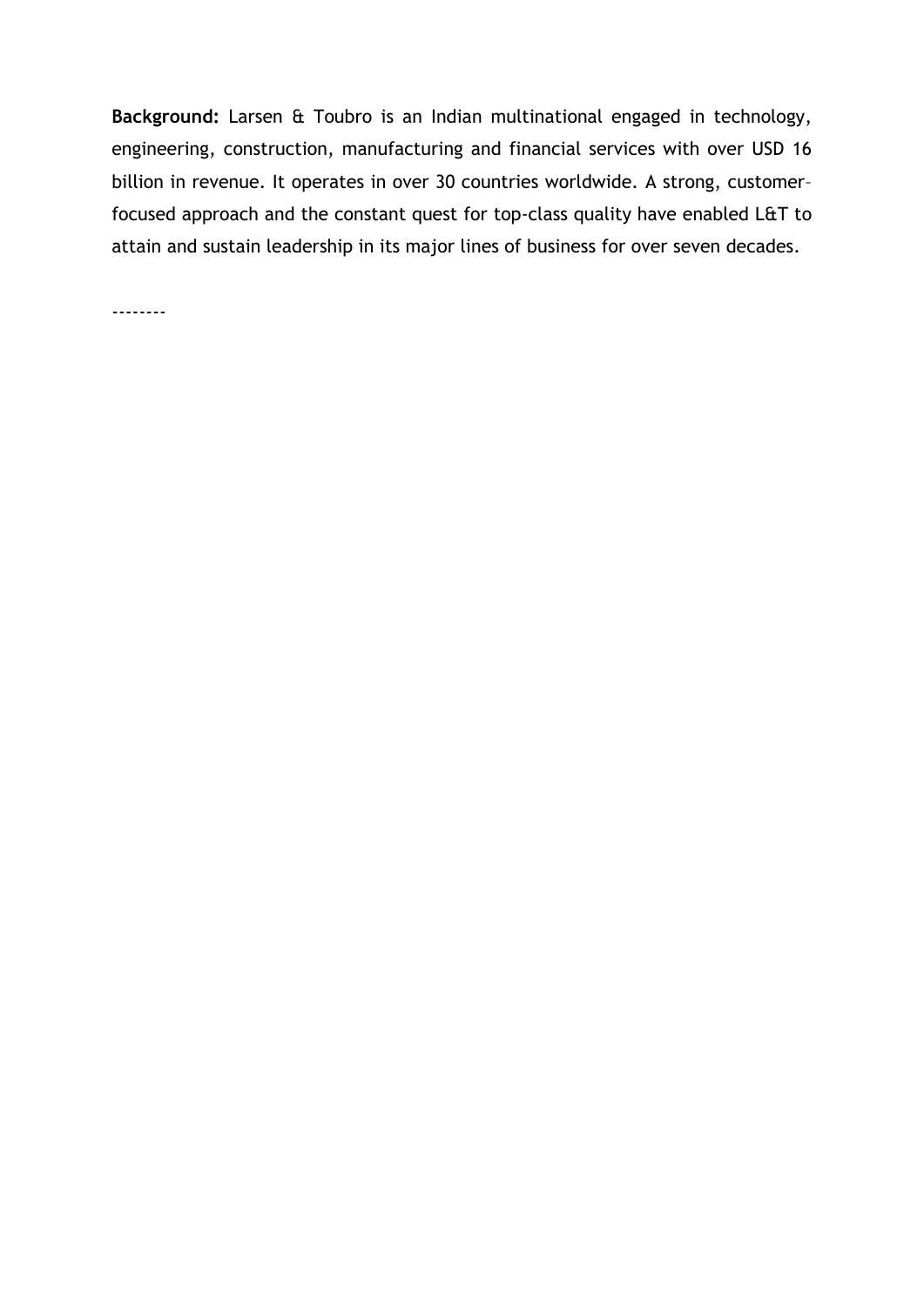**Background:** Larsen & Toubro is an Indian multinational engaged in technology, engineering, construction, manufacturing and financial services with over USD 16 billion in revenue. It operates in over 30 countries worldwide. A strong, customer–focused approach and the constant quest for top-class quality have enabled L&T to attain and sustain leadership in its major lines of business for over seven decades.

--------